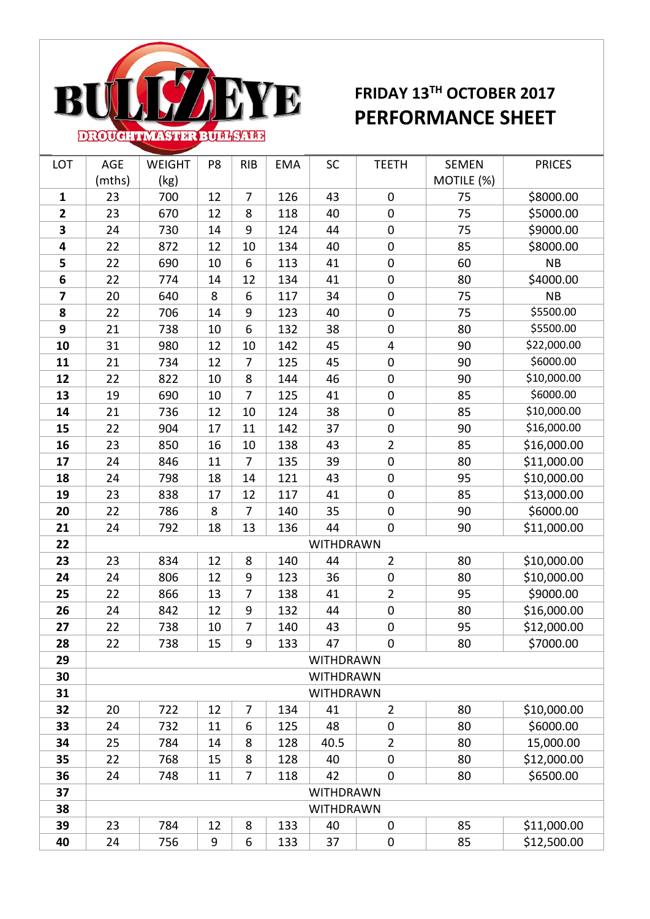# BULLZEYE

DROUGHTMASTER BULL SALE

## FRIDAY 13TH OCTOBER 2017

## PERFORMANCE SHEET

| LOT | AGE (mths) | WEIGHT (kg) | P8 | RIB | EMA | SC | TEETH | SEMEN MOTILE (%) | PRICES |
|---|---|---|---|---|---|---|---|---|---|
| **1** | 23 | 700 | 12 | 7 | 126 | 43 | 0 | 75 | $8000.00 |
| **2** | 23 | 670 | 12 | 8 | 118 | 40 | 0 | 75 | $5000.00 |
| **3** | 24 | 730 | 14 | 9 | 124 | 44 | 0 | 75 | $9000.00 |
| **4** | 22 | 872 | 12 | 10 | 134 | 40 | 0 | 85 | $8000.00 |
| **5** | 22 | 690 | 10 | 6 | 113 | 41 | 0 | 60 | NB |
| **6** | 22 | 774 | 14 | 12 | 134 | 41 | 0 | 80 | $4000.00 |
| **7** | 20 | 640 | 8 | 6 | 117 | 34 | 0 | 75 | NB |
| **8** | 22 | 706 | 14 | 9 | 123 | 40 | 0 | 75 | $5500.00 |
| **9** | 21 | 738 | 10 | 6 | 132 | 38 | 0 | 80 | $5500.00 |
| **10** | 31 | 980 | 12 | 10 | 142 | 45 | 4 | 90 | $22,000.00 |
| **11** | 21 | 734 | 12 | 7 | 125 | 45 | 0 | 90 | $6000.00 |
| **12** | 22 | 822 | 10 | 8 | 144 | 46 | 0 | 90 | $10,000.00 |
| **13** | 19 | 690 | 10 | 7 | 125 | 41 | 0 | 85 | $6000.00 |
| **14** | 21 | 736 | 12 | 10 | 124 | 38 | 0 | 85 | $10,000.00 |
| **15** | 22 | 904 | 17 | 11 | 142 | 37 | 0 | 90 | $16,000.00 |
| **16** | 23 | 850 | 16 | 10 | 138 | 43 | 2 | 85 | $16,000.00 |
| **17** | 24 | 846 | 11 | 7 | 135 | 39 | 0 | 80 | $11,000.00 |
| **18** | 24 | 798 | 18 | 14 | 121 | 43 | 0 | 95 | $10,000.00 |
| **19** | 23 | 838 | 17 | 12 | 117 | 41 | 0 | 85 | $13,000.00 |
| **20** | 22 | 786 | 8 | 7 | 140 | 35 | 0 | 90 | $6000.00 |
| **21** | 24 | 792 | 18 | 13 | 136 | 44 | 0 | 90 | $11,000.00 |
| **22** | | | | | WITHDRAWN | | | | |
| **23** | 23 | 834 | 12 | 8 | 140 | 44 | 2 | 80 | $10,000.00 |
| **24** | 24 | 806 | 12 | 9 | 123 | 36 | 0 | 80 | $10,000.00 |
| **25** | 22 | 866 | 13 | 7 | 138 | 41 | 2 | 95 | $9000.00 |
| **26** | 24 | 842 | 12 | 9 | 132 | 44 | 0 | 80 | $16,000.00 |
| **27** | 22 | 738 | 10 | 7 | 140 | 43 | 0 | 95 | $12,000.00 |
| **28** | 22 | 738 | 15 | 9 | 133 | 47 | 0 | 80 | $7000.00 |
| **29** | | | | | WITHDRAWN | | | | |
| **30** | | | | | WITHDRAWN | | | | |
| **31** | | | | | WITHDRAWN | | | | |
| **32** | 20 | 722 | 12 | 7 | 134 | 41 | 2 | 80 | $10,000.00 |
| **33** | 24 | 732 | 11 | 6 | 125 | 48 | 0 | 80 | $6000.00 |
| **34** | 25 | 784 | 14 | 8 | 128 | 40.5 | 2 | 80 | 15,000.00 |
| **35** | 22 | 768 | 15 | 8 | 128 | 40 | 0 | 80 | $12,000.00 |
| **36** | 24 | 748 | 11 | 7 | 118 | 42 | 0 | 80 | $6500.00 |
| **37** | | | | | WITHDRAWN | | | | |
| **38** | | | | | WITHDRAWN | | | | |
| **39** | 23 | 784 | 12 | 8 | 133 | 40 | 0 | 85 | $11,000.00 |
| **40** | 24 | 756 | 9 | 6 | 133 | 37 | 0 | 85 | $12,500.00 |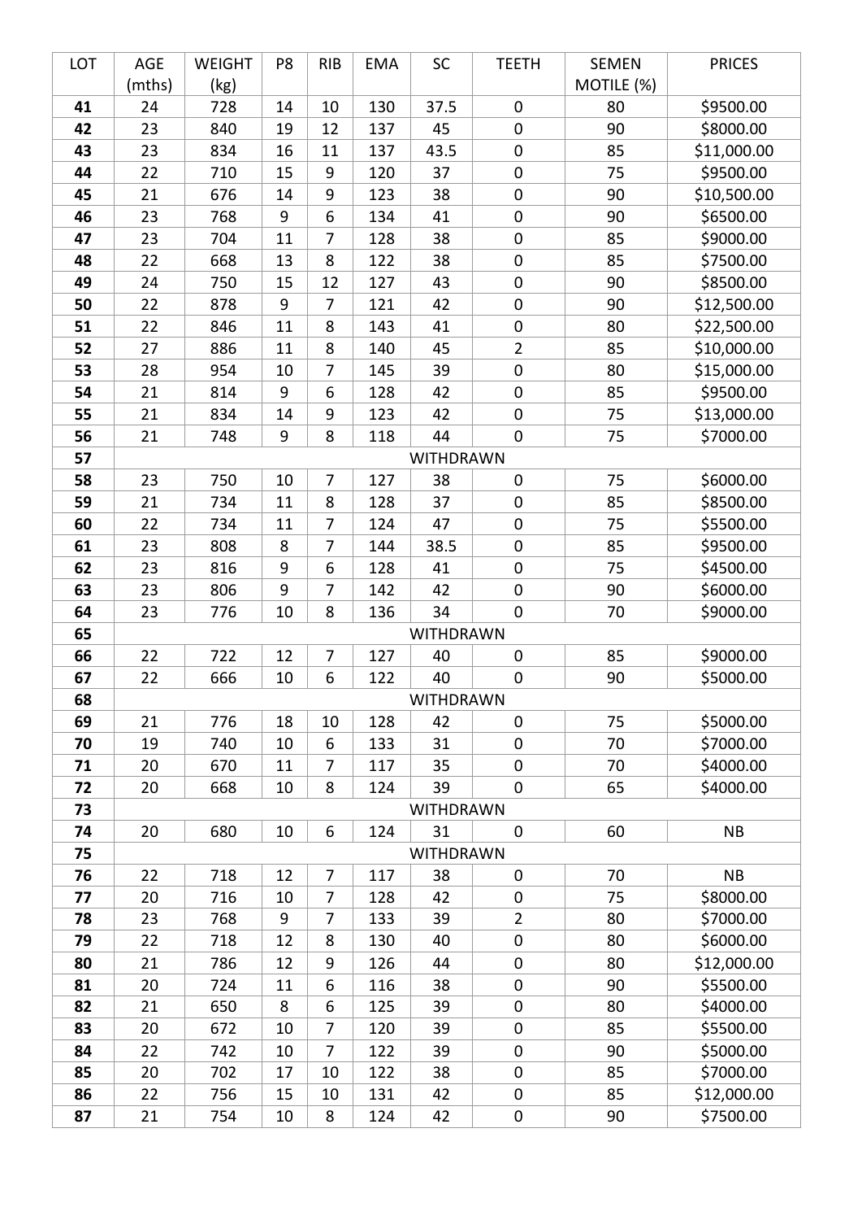| LOT | AGE (mths) | WEIGHT (kg) | P8 | RIB | EMA | SC | TEETH | SEMEN MOTILE (%) | PRICES |
|---|---|---|---|---|---|---|---|---|---|
| **41** | 24 | 728 | 14 | 10 | 130 | 37.5 | 0 | 80 | $9500.00 |
| **42** | 23 | 840 | 19 | 12 | 137 | 45 | 0 | 90 | $8000.00 |
| **43** | 23 | 834 | 16 | 11 | 137 | 43.5 | 0 | 85 | $11,000.00 |
| **44** | 22 | 710 | 15 | 9 | 120 | 37 | 0 | 75 | $9500.00 |
| **45** | 21 | 676 | 14 | 9 | 123 | 38 | 0 | 90 | $10,500.00 |
| **46** | 23 | 768 | 9 | 6 | 134 | 41 | 0 | 90 | $6500.00 |
| **47** | 23 | 704 | 11 | 7 | 128 | 38 | 0 | 85 | $9000.00 |
| **48** | 22 | 668 | 13 | 8 | 122 | 38 | 0 | 85 | $7500.00 |
| **49** | 24 | 750 | 15 | 12 | 127 | 43 | 0 | 90 | $8500.00 |
| **50** | 22 | 878 | 9 | 7 | 121 | 42 | 0 | 90 | $12,500.00 |
| **51** | 22 | 846 | 11 | 8 | 143 | 41 | 0 | 80 | $22,500.00 |
| **52** | 27 | 886 | 11 | 8 | 140 | 45 | 2 | 85 | $10,000.00 |
| **53** | 28 | 954 | 10 | 7 | 145 | 39 | 0 | 80 | $15,000.00 |
| **54** | 21 | 814 | 9 | 6 | 128 | 42 | 0 | 85 | $9500.00 |
| **55** | 21 | 834 | 14 | 9 | 123 | 42 | 0 | 75 | $13,000.00 |
| **56** | 21 | 748 | 9 | 8 | 118 | 44 | 0 | 75 | $7000.00 |
| **57** | WITHDRAWN | | | | | | | | |
| **58** | 23 | 750 | 10 | 7 | 127 | 38 | 0 | 75 | $6000.00 |
| **59** | 21 | 734 | 11 | 8 | 128 | 37 | 0 | 85 | $8500.00 |
| **60** | 22 | 734 | 11 | 7 | 124 | 47 | 0 | 75 | $5500.00 |
| **61** | 23 | 808 | 8 | 7 | 144 | 38.5 | 0 | 85 | $9500.00 |
| **62** | 23 | 816 | 9 | 6 | 128 | 41 | 0 | 75 | $4500.00 |
| **63** | 23 | 806 | 9 | 7 | 142 | 42 | 0 | 90 | $6000.00 |
| **64** | 23 | 776 | 10 | 8 | 136 | 34 | 0 | 70 | $9000.00 |
| **65** | WITHDRAWN | | | | | | | | |
| **66** | 22 | 722 | 12 | 7 | 127 | 40 | 0 | 85 | $9000.00 |
| **67** | 22 | 666 | 10 | 6 | 122 | 40 | 0 | 90 | $5000.00 |
| **68** | WITHDRAWN | | | | | | | | |
| **69** | 21 | 776 | 18 | 10 | 128 | 42 | 0 | 75 | $5000.00 |
| **70** | 19 | 740 | 10 | 6 | 133 | 31 | 0 | 70 | $7000.00 |
| **71** | 20 | 670 | 11 | 7 | 117 | 35 | 0 | 70 | $4000.00 |
| **72** | 20 | 668 | 10 | 8 | 124 | 39 | 0 | 65 | $4000.00 |
| **73** | WITHDRAWN | | | | | | | | |
| **74** | 20 | 680 | 10 | 6 | 124 | 31 | 0 | 60 | NB |
| **75** | WITHDRAWN | | | | | | | | |
| **76** | 22 | 718 | 12 | 7 | 117 | 38 | 0 | 70 | NB |
| **77** | 20 | 716 | 10 | 7 | 128 | 42 | 0 | 75 | $8000.00 |
| **78** | 23 | 768 | 9 | 7 | 133 | 39 | 2 | 80 | $7000.00 |
| **79** | 22 | 718 | 12 | 8 | 130 | 40 | 0 | 80 | $6000.00 |
| **80** | 21 | 786 | 12 | 9 | 126 | 44 | 0 | 80 | $12,000.00 |
| **81** | 20 | 724 | 11 | 6 | 116 | 38 | 0 | 90 | $5500.00 |
| **82** | 21 | 650 | 8 | 6 | 125 | 39 | 0 | 80 | $4000.00 |
| **83** | 20 | 672 | 10 | 7 | 120 | 39 | 0 | 85 | $5500.00 |
| **84** | 22 | 742 | 10 | 7 | 122 | 39 | 0 | 90 | $5000.00 |
| **85** | 20 | 702 | 17 | 10 | 122 | 38 | 0 | 85 | $7000.00 |
| **86** | 22 | 756 | 15 | 10 | 131 | 42 | 0 | 85 | $12,000.00 |
| **87** | 21 | 754 | 10 | 8 | 124 | 42 | 0 | 90 | $7500.00 |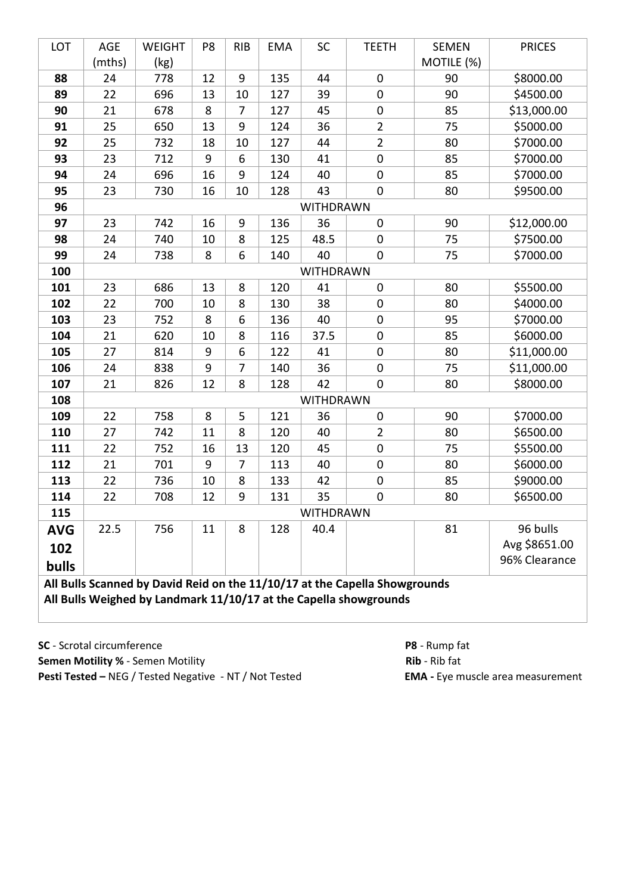| LOT | AGE (mths) | WEIGHT (kg) | P8 | RIB | EMA | SC | TEETH | SEMEN MOTILE (%) | PRICES |
|---|---|---|---|---|---|---|---|---|---|
| **88** | 24 | 778 | 12 | 9 | 135 | 44 | 0 | 90 | $8000.00 |
| **89** | 22 | 696 | 13 | 10 | 127 | 39 | 0 | 90 | $4500.00 |
| **90** | 21 | 678 | 8 | 7 | 127 | 45 | 0 | 85 | $13,000.00 |
| **91** | 25 | 650 | 13 | 9 | 124 | 36 | 2 | 75 | $5000.00 |
| **92** | 25 | 732 | 18 | 10 | 127 | 44 | 2 | 80 | $7000.00 |
| **93** | 23 | 712 | 9 | 6 | 130 | 41 | 0 | 85 | $7000.00 |
| **94** | 24 | 696 | 16 | 9 | 124 | 40 | 0 | 85 | $7000.00 |
| **95** | 23 | 730 | 16 | 10 | 128 | 43 | 0 | 80 | $9500.00 |
| **96** | WITHDRAWN | | | | | | | | |
| **97** | 23 | 742 | 16 | 9 | 136 | 36 | 0 | 90 | $12,000.00 |
| **98** | 24 | 740 | 10 | 8 | 125 | 48.5 | 0 | 75 | $7500.00 |
| **99** | 24 | 738 | 8 | 6 | 140 | 40 | 0 | 75 | $7000.00 |
| **100** | WITHDRAWN | | | | | | | | |
| **101** | 23 | 686 | 13 | 8 | 120 | 41 | 0 | 80 | $5500.00 |
| **102** | 22 | 700 | 10 | 8 | 130 | 38 | 0 | 80 | $4000.00 |
| **103** | 23 | 752 | 8 | 6 | 136 | 40 | 0 | 95 | $7000.00 |
| **104** | 21 | 620 | 10 | 8 | 116 | 37.5 | 0 | 85 | $6000.00 |
| **105** | 27 | 814 | 9 | 6 | 122 | 41 | 0 | 80 | $11,000.00 |
| **106** | 24 | 838 | 9 | 7 | 140 | 36 | 0 | 75 | $11,000.00 |
| **107** | 21 | 826 | 12 | 8 | 128 | 42 | 0 | 80 | $8000.00 |
| **108** | WITHDRAWN | | | | | | | | |
| **109** | 22 | 758 | 8 | 5 | 121 | 36 | 0 | 90 | $7000.00 |
| **110** | 27 | 742 | 11 | 8 | 120 | 40 | 2 | 80 | $6500.00 |
| **111** | 22 | 752 | 16 | 13 | 120 | 45 | 0 | 75 | $5500.00 |
| **112** | 21 | 701 | 9 | 7 | 113 | 40 | 0 | 80 | $6000.00 |
| **113** | 22 | 736 | 10 | 8 | 133 | 42 | 0 | 85 | $9000.00 |
| **114** | 22 | 708 | 12 | 9 | 131 | 35 | 0 | 80 | $6500.00 |
| **115** | WITHDRAWN | | | | | | | | |
| **AVG 102 bulls** | 22.5 | 756 | 11 | 8 | 128 | 40.4 | | 81 | 96 bulls Avg $8651.00 96% Clearance |

**All Bulls Scanned by David Reid on the 11/10/17 at the Capella Showgrounds**
**All Bulls Weighed by Landmark 11/10/17 at the Capella showgrounds**

**SC** - Scrotal circumference
**Semen Motility %** - Semen Motility
**Pesti Tested –** NEG / Tested Negative - NT / Not Tested

**P8** - Rump fat
**Rib** - Rib fat
**EMA -** Eye muscle area measurement